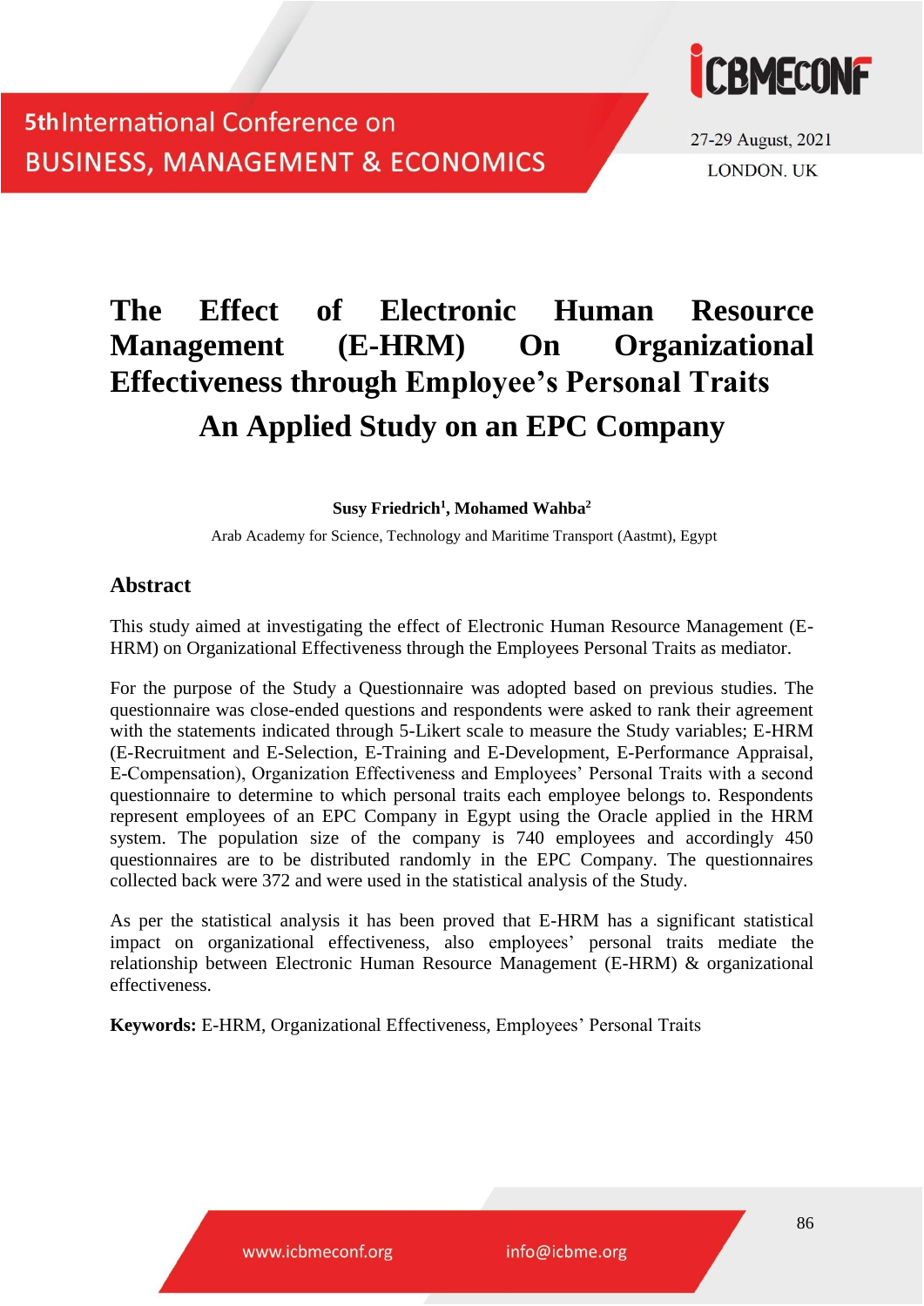# The Effect of Electronic Human Resource Management (E-HRM) On Organizational Effectiveness through Employee's Personal Traits

## An Applied Study on an EPC Company

**Susy Friedrich[1], Mohamed Wahba[2]**

Arab Academy for Science, Technology and Maritime Transport (Aastmt), Egypt

## Abstract

This study aimed at investigating the effect of Electronic Human Resource Management (E-HRM) on Organizational Effectiveness through the Employees Personal Traits as mediator.

For the purpose of the Study a Questionnaire was adopted based on previous studies. The questionnaire was close-ended questions and respondents were asked to rank their agreement with the statements indicated through 5-Likert scale to measure the Study variables; E-HRM (E-Recruitment and E-Selection, E-Training and E-Development, E-Performance Appraisal, E-Compensation), Organization Effectiveness and Employees' Personal Traits with a second questionnaire to determine to which personal traits each employee belongs to. Respondents represent employees of an EPC Company in Egypt using the Oracle applied in the HRM system. The population size of the company is 740 employees and accordingly 450 questionnaires are to be distributed randomly in the EPC Company. The questionnaires collected back were 372 and were used in the statistical analysis of the Study.

As per the statistical analysis it has been proved that E-HRM has a significant statistical impact on organizational effectiveness, also employees' personal traits mediate the relationship between Electronic Human Resource Management (E-HRM) & organizational effectiveness.

**Keywords:** E-HRM, Organizational Effectiveness, Employees' Personal Traits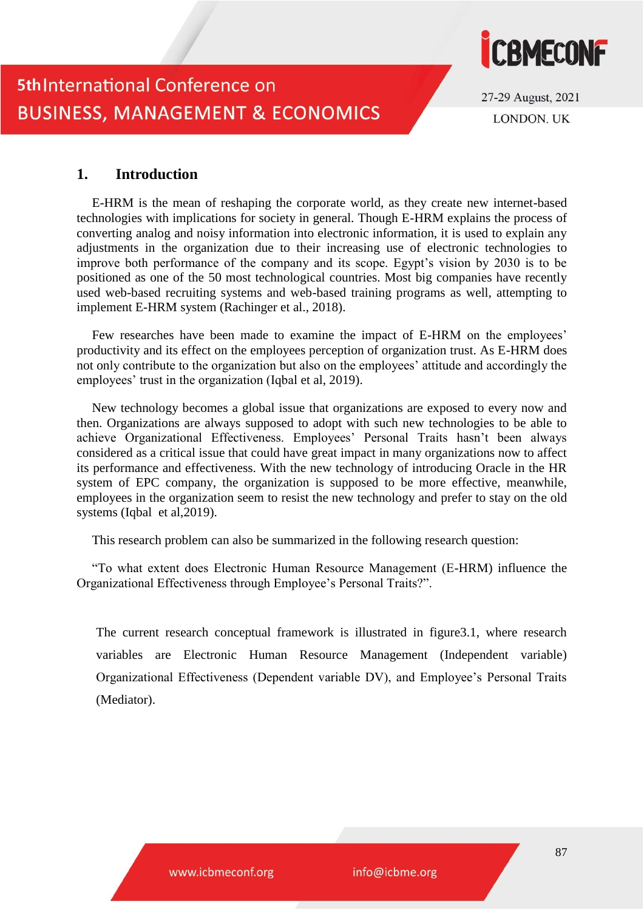## 1. Introduction

E-HRM is the mean of reshaping the corporate world, as they create new internet-based technologies with implications for society in general. Though E-HRM explains the process of converting analog and noisy information into electronic information, it is used to explain any adjustments in the organization due to their increasing use of electronic technologies to improve both performance of the company and its scope. Egypt's vision by 2030 is to be positioned as one of the 50 most technological countries. Most big companies have recently used web-based recruiting systems and web-based training programs as well, attempting to implement E-HRM system (Rachinger et al., 2018).

Few researches have been made to examine the impact of E-HRM on the employees' productivity and its effect on the employees perception of organization trust. As E-HRM does not only contribute to the organization but also on the employees' attitude and accordingly the employees' trust in the organization (Iqbal et al, 2019).

New technology becomes a global issue that organizations are exposed to every now and then. Organizations are always supposed to adopt with such new technologies to be able to achieve Organizational Effectiveness. Employees' Personal Traits hasn't been always considered as a critical issue that could have great impact in many organizations now to affect its performance and effectiveness. With the new technology of introducing Oracle in the HR system of EPC company, the organization is supposed to be more effective, meanwhile, employees in the organization seem to resist the new technology and prefer to stay on the old systems (Iqbal et al,2019).

This research problem can also be summarized in the following research question:

"To what extent does Electronic Human Resource Management (E-HRM) influence the Organizational Effectiveness through Employee's Personal Traits?".

The current research conceptual framework is illustrated in figure3.1, where research variables are Electronic Human Resource Management (Independent variable) Organizational Effectiveness (Dependent variable DV), and Employee's Personal Traits (Mediator).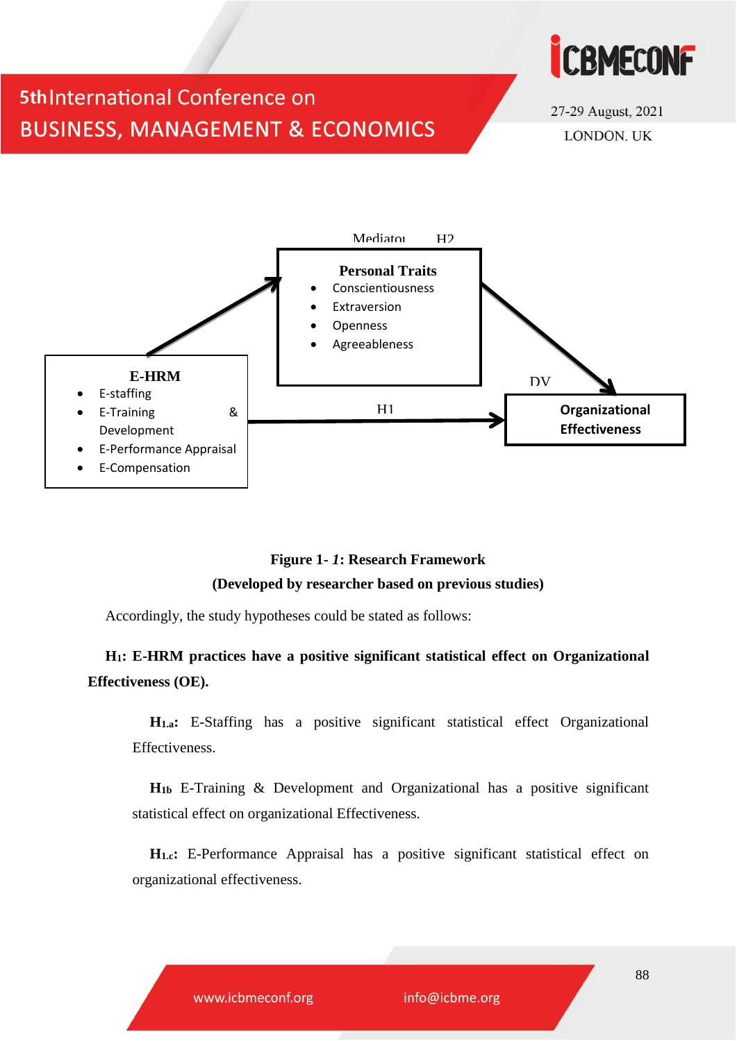Mediator H2

**Personal Traits**

- Conscientiousness
- Extraversion
- Openness
- Agreeableness

**E-HRM**

- E-staffing
- E-Training & Development
- E-Performance Appraisal
- E-Compensation

H1

DV

**Organizational Effectiveness**

**Figure 1- *1*: Research Framework**

**(Developed by researcher based on previous studies)**

Accordingly, the study hypotheses could be stated as follows:

**$H_1$: E-HRM practices have a positive significant statistical effect on Organizational Effectiveness (OE).**

**$H_{1.a}$:** E-Staffing has a positive significant statistical effect Organizational Effectiveness.

**$H_{1b}$** E-Training & Development and Organizational has a positive significant statistical effect on organizational Effectiveness.

**$H_{1.c}$:** E-Performance Appraisal has a positive significant statistical effect on organizational effectiveness.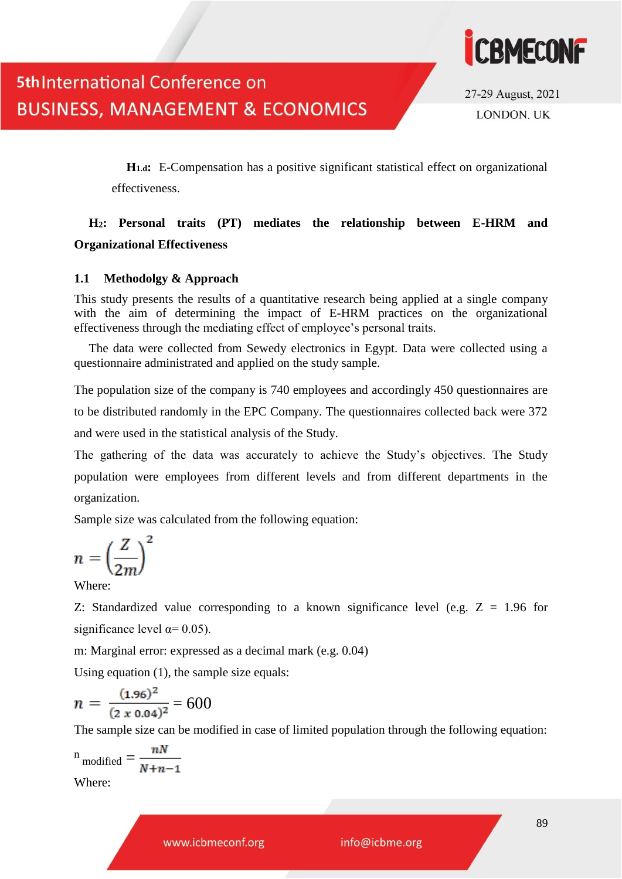**$H_{1.d}$:** E-Compensation has a positive significant statistical effect on organizational effectiveness.

**$H_2$: Personal traits (PT) mediates the relationship between E-HRM and Organizational Effectiveness**

### 1.1 Methodolgy & Approach

This study presents the results of a quantitative research being applied at a single company with the aim of determining the impact of E-HRM practices on the organizational effectiveness through the mediating effect of employee's personal traits.

The data were collected from Sewedy electronics in Egypt. Data were collected using a questionnaire administrated and applied on the study sample.

The population size of the company is 740 employees and accordingly 450 questionnaires are to be distributed randomly in the EPC Company. The questionnaires collected back were 372 and were used in the statistical analysis of the Study.

The gathering of the data was accurately to achieve the Study's objectives. The Study population were employees from different levels and from different departments in the organization.

Sample size was calculated from the following equation:

$$n = \left(\frac{Z}{2m}\right)^2$$

Where:

Z: Standardized value corresponding to a known significance level (e.g. Z = 1.96 for significance level α= 0.05).

m: Marginal error: expressed as a decimal mark (e.g. 0.04)

Using equation (1), the sample size equals:

$$n = \frac{(1.96)^2}{(2 \times 0.04)^2} = 600$$

The sample size can be modified in case of limited population through the following equation:

$$n_{\text{modified}} = \frac{nN}{N+n-1}$$

Where: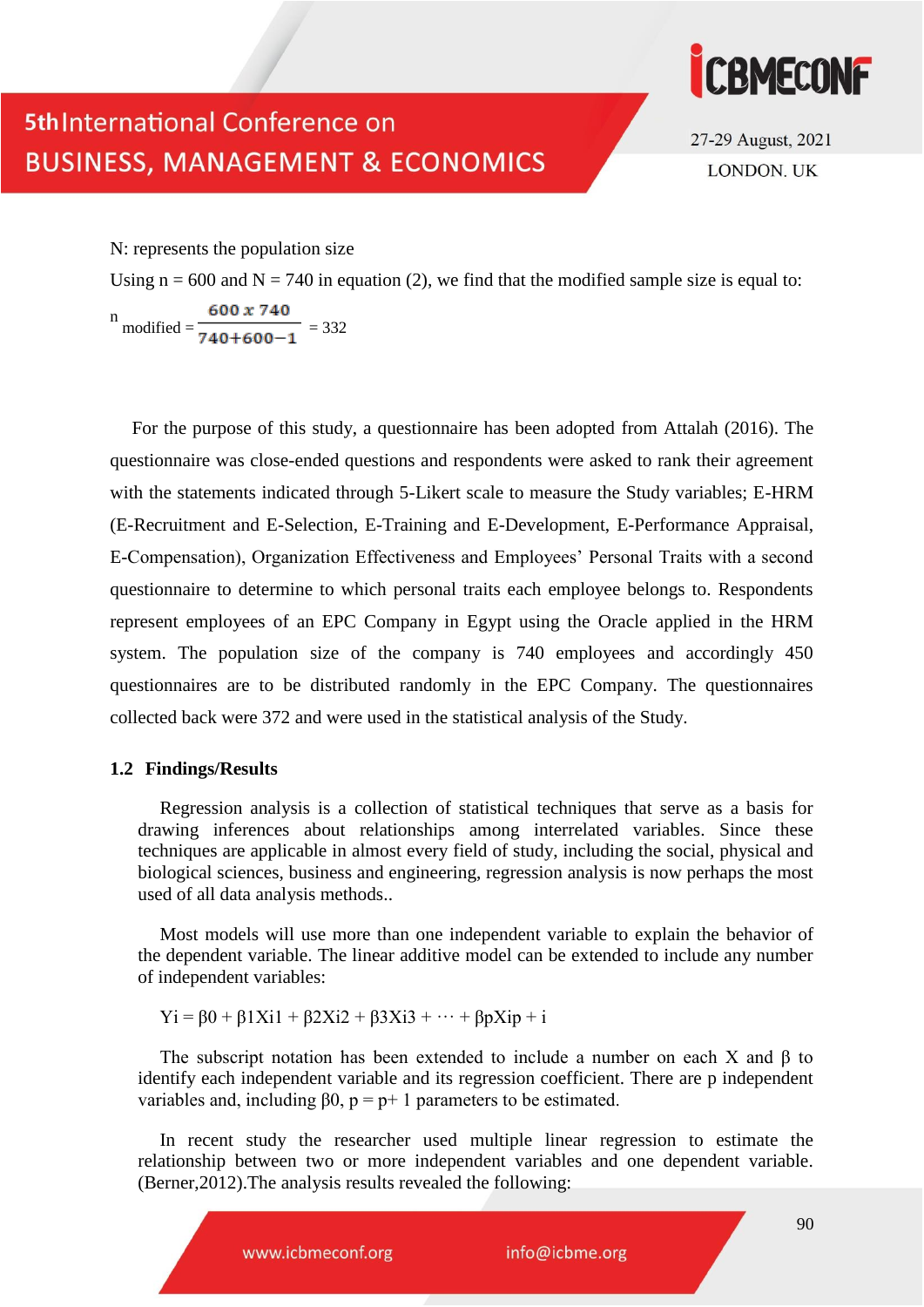N: represents the population size

Using n = 600 and N = 740 in equation (2), we find that the modified sample size is equal to:

$$n_{modified} = \frac{600 \times 740}{740+600-1} = 332$$

For the purpose of this study, a questionnaire has been adopted from Attalah (2016). The questionnaire was close-ended questions and respondents were asked to rank their agreement with the statements indicated through 5-Likert scale to measure the Study variables; E-HRM (E-Recruitment and E-Selection, E-Training and E-Development, E-Performance Appraisal, E-Compensation), Organization Effectiveness and Employees' Personal Traits with a second questionnaire to determine to which personal traits each employee belongs to. Respondents represent employees of an EPC Company in Egypt using the Oracle applied in the HRM system. The population size of the company is 740 employees and accordingly 450 questionnaires are to be distributed randomly in the EPC Company. The questionnaires collected back were 372 and were used in the statistical analysis of the Study.

### 1.2 Findings/Results

Regression analysis is a collection of statistical techniques that serve as a basis for drawing inferences about relationships among interrelated variables. Since these techniques are applicable in almost every field of study, including the social, physical and biological sciences, business and engineering, regression analysis is now perhaps the most used of all data analysis methods..

Most models will use more than one independent variable to explain the behavior of the dependent variable. The linear additive model can be extended to include any number of independent variables:

$$Y_i = \beta_0 + \beta_1 X_{i1} + \beta_2 X_{i2} + \beta_3 X_{i3} + \cdots + \beta_p X_{ip} + i$$

The subscript notation has been extended to include a number on each X and β to identify each independent variable and its regression coefficient. There are p independent variables and, including $\beta_0$, p = p+ 1 parameters to be estimated.

In recent study the researcher used multiple linear regression to estimate the relationship between two or more independent variables and one dependent variable. (Berner,2012).The analysis results revealed the following: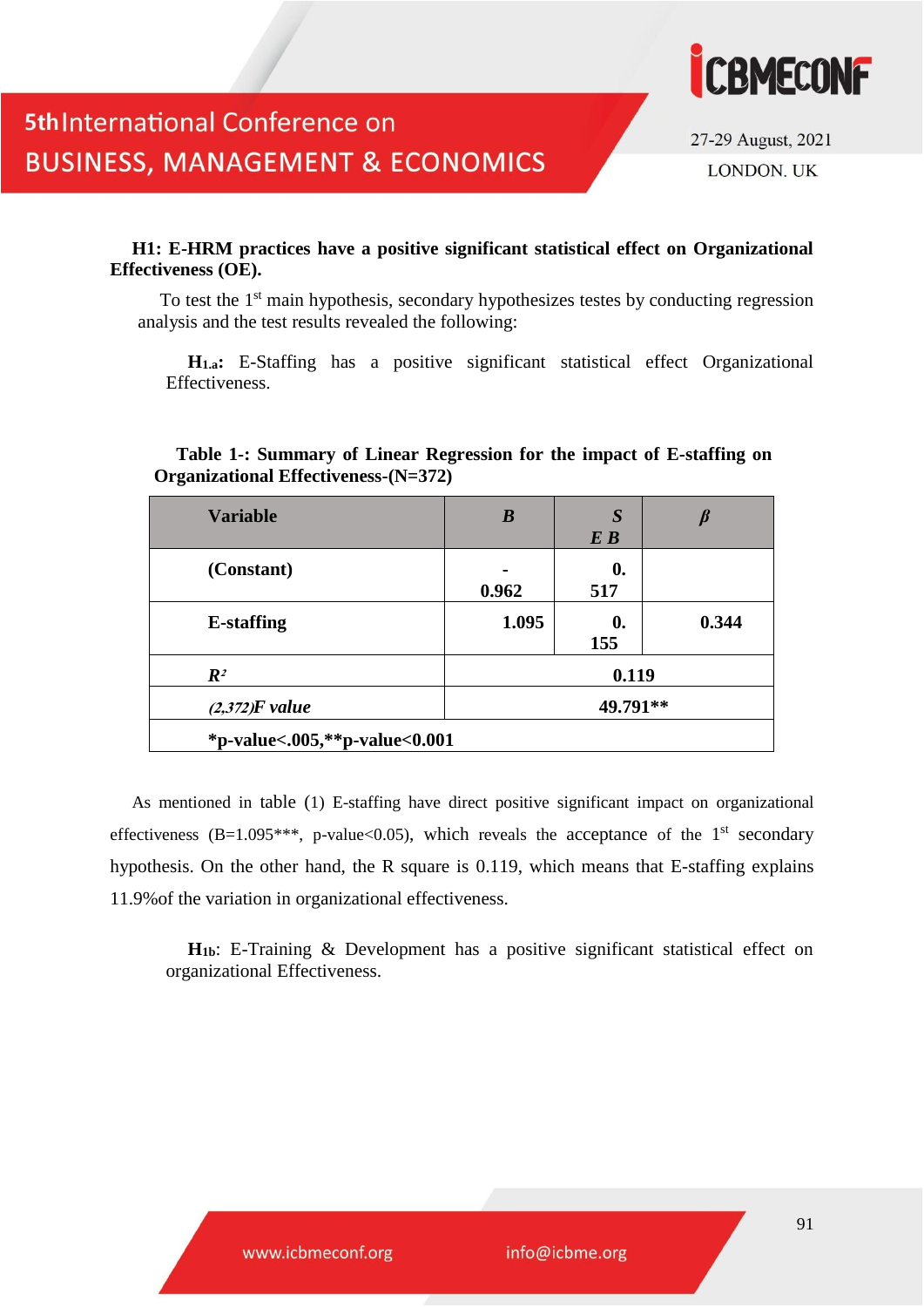**H1: E-HRM practices have a positive significant statistical effect on Organizational Effectiveness (OE).**

To test the 1st main hypothesis, secondary hypothesizes testes by conducting regression analysis and the test results revealed the following:

**$H_{1.a}$:** E-Staffing has a positive significant statistical effect Organizational Effectiveness.

**Table 1-: Summary of Linear Regression for the impact of E-staffing on Organizational Effectiveness-(N=372)**

| Variable | *B* | *S E B* | *β* |
|---|---|---|---|
| **(Constant)** | **-0.962** | **0.517** | |
| **E-staffing** | **1.095** | **0.155** | **0.344** |
| ***$R^2$*** | **0.119** | | |
| ***$_{(2,372)}F$ value*** | **49.791**** | | |
| ***p-value<.005,**p-value<0.001** | | | |

As mentioned in table (1) E-staffing have direct positive significant impact on organizational effectiveness (B=1.095***, p-value<0.05), which reveals the acceptance of the 1st secondary hypothesis. On the other hand, the R square is 0.119, which means that E-staffing explains 11.9%of the variation in organizational effectiveness.

**$H_{1b}$**: E-Training & Development has a positive significant statistical effect on organizational Effectiveness.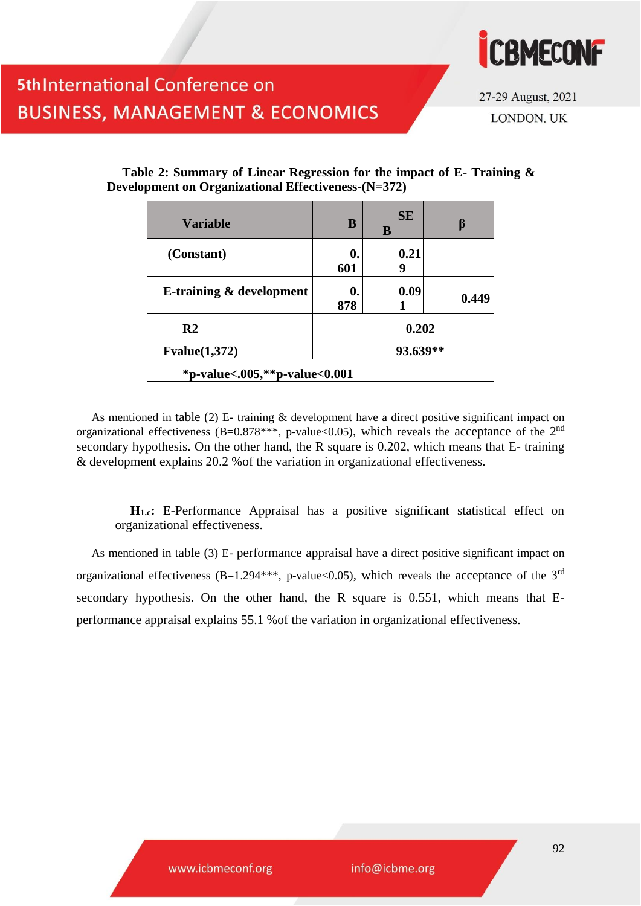**Table 2: Summary of Linear Regression for the impact of E- Training & Development on Organizational Effectiveness-(N=372)**

| Variable | B | SE B | β |
|---|---|---|---|
| (Constant) | 0.601 | 0.219 | |
| E-training & development | 0.878 | 0.091 | 0.449 |
| R2 | 0.202 | | |
| Fvalue(1,372) | 93.639** | | |
| *p-value<.005,**p-value<0.001 | | | |

As mentioned in table (2) E- training & development have a direct positive significant impact on organizational effectiveness (B=0.878***, p-value<0.05), which reveals the acceptance of the 2nd secondary hypothesis. On the other hand, the R square is 0.202, which means that E- training & development explains 20.2 %of the variation in organizational effectiveness.

**$H_{1.c}$:** E-Performance Appraisal has a positive significant statistical effect on organizational effectiveness.

As mentioned in table (3) E- performance appraisal have a direct positive significant impact on organizational effectiveness (B=1.294***, p-value<0.05), which reveals the acceptance of the 3rd secondary hypothesis. On the other hand, the R square is 0.551, which means that E-performance appraisal explains 55.1 %of the variation in organizational effectiveness.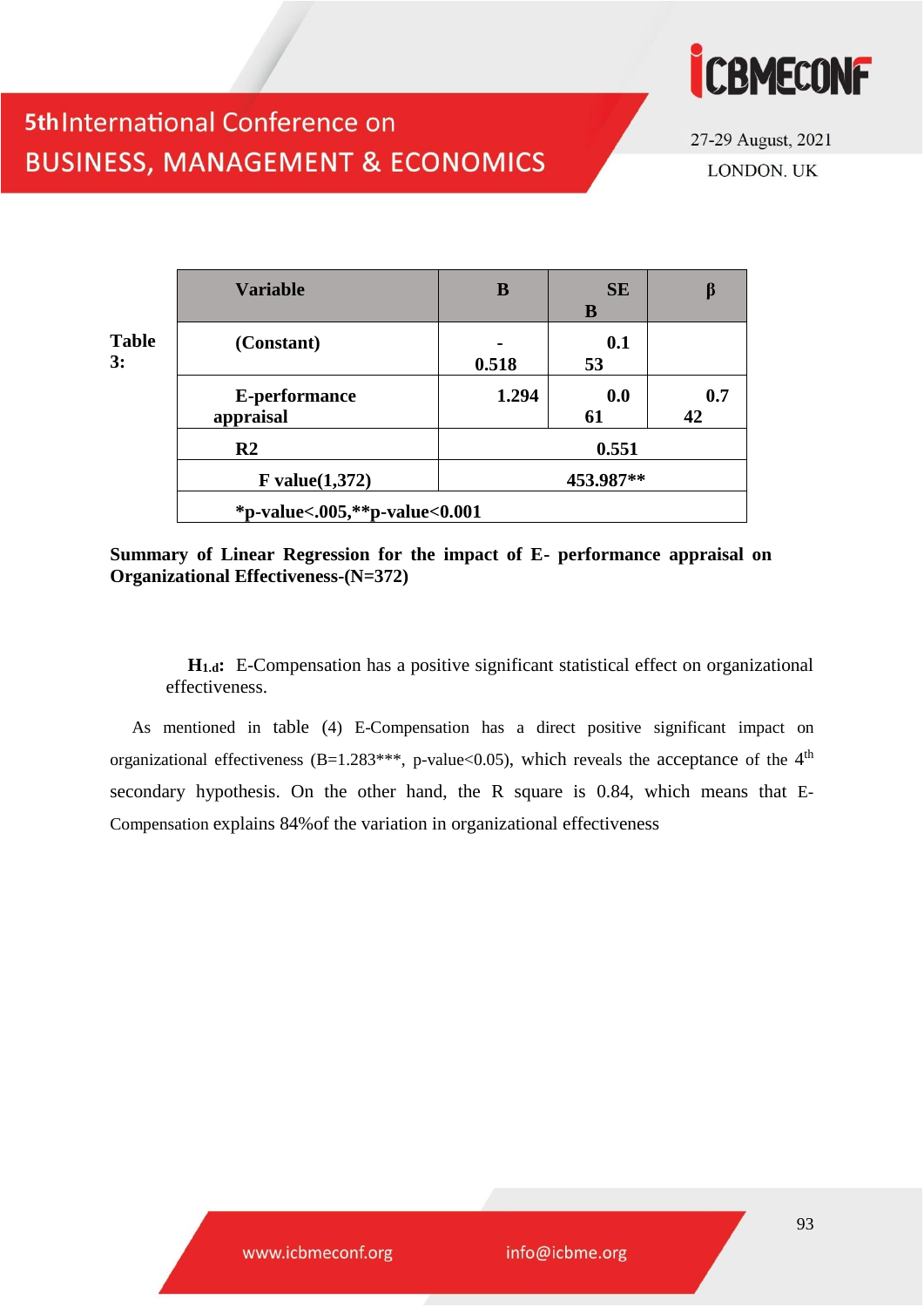**Table 3:**

| Variable | B | SE B | β |
|---|---|---|---|
| (Constant) | -0.518 | 0.153 | |
| E-performance appraisal | 1.294 | 0.061 | 0.742 |
| R2 | 0.551 | | |
| F value(1,372) | 453.987** | | |
| *p-value<.005,**p-value<0.001 | | | |

**Summary of Linear Regression for the impact of E- performance appraisal on Organizational Effectiveness-(N=372)**

**$H_{1.d}$:** E-Compensation has a positive significant statistical effect on organizational effectiveness.

As mentioned in table (4) E-Compensation has a direct positive significant impact on organizational effectiveness (B=1.283***, p-value<0.05), which reveals the acceptance of the 4th secondary hypothesis. On the other hand, the R square is 0.84, which means that E-Compensation explains 84%of the variation in organizational effectiveness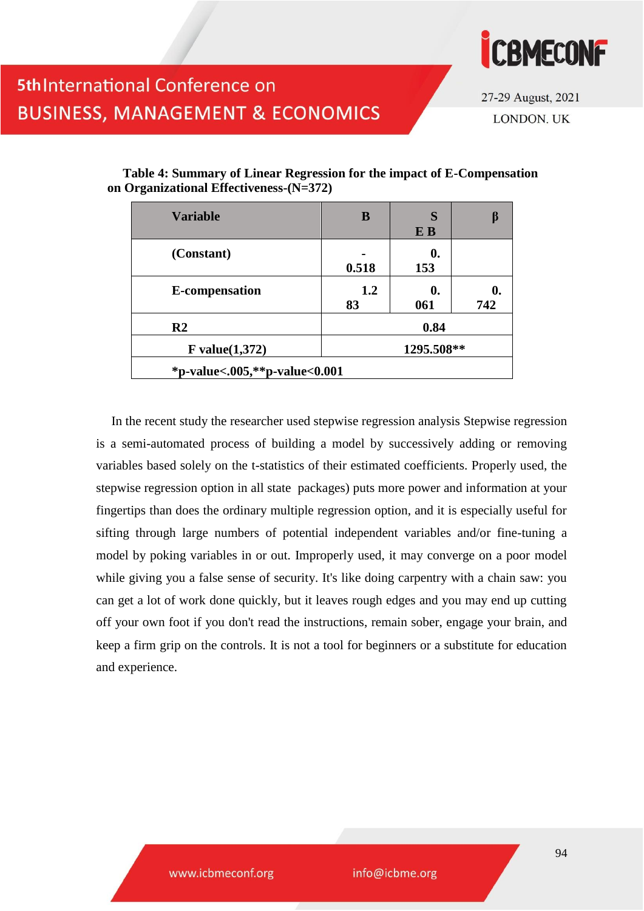**Table 4: Summary of Linear Regression for the impact of E-Compensation on Organizational Effectiveness-(N=372)**

| Variable | B | SEB | β |
|---|---|---|---|
| (Constant) | -0.518 | 0.153 | |
| E-compensation | 1.283 | 0.061 | 0.742 |
| R2 | 0.84 | | |
| F value(1,372) | 1295.508** | | |
| *p-value<.005,**p-value<0.001 | | | |

In the recent study the researcher used stepwise regression analysis Stepwise regression is a semi-automated process of building a model by successively adding or removing variables based solely on the t-statistics of their estimated coefficients. Properly used, the stepwise regression option in all state packages) puts more power and information at your fingertips than does the ordinary multiple regression option, and it is especially useful for sifting through large numbers of potential independent variables and/or fine-tuning a model by poking variables in or out. Improperly used, it may converge on a poor model while giving you a false sense of security. It's like doing carpentry with a chain saw: you can get a lot of work done quickly, but it leaves rough edges and you may end up cutting off your own foot if you don't read the instructions, remain sober, engage your brain, and keep a firm grip on the controls. It is not a tool for beginners or a substitute for education and experience.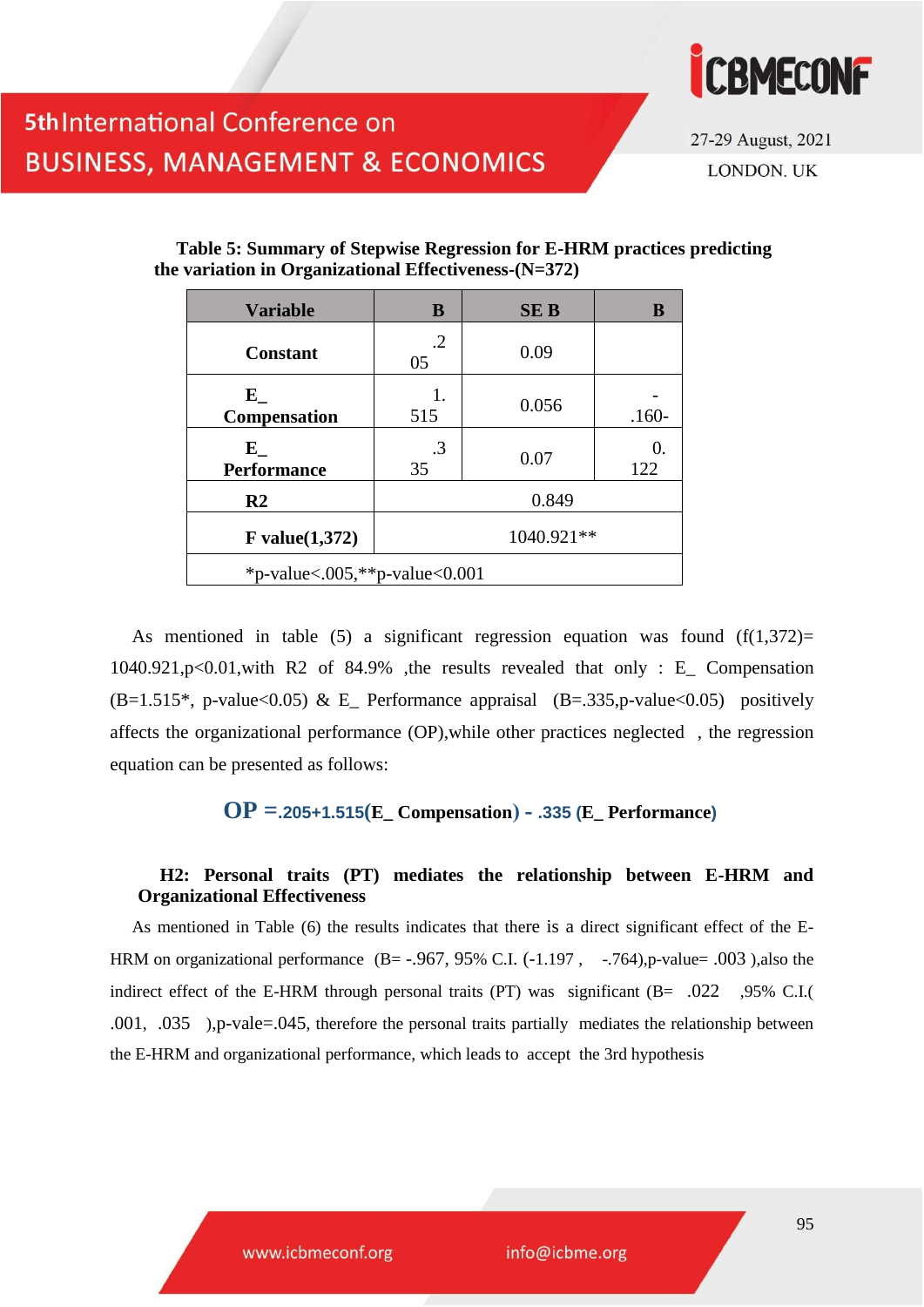**Table 5: Summary of Stepwise Regression for E-HRM practices predicting the variation in Organizational Effectiveness-(N=372)**

| Variable | B | SE B | Β |
|---|---|---|---|
| Constant | .205 | 0.09 | |
| E_ Compensation | 1.515 | 0.056 | -.160- |
| E_ Performance | .335 | 0.07 | 0.122 |
| R2 | 0.849 | | |
| F value(1,372) | 1040.921** | | |
| *p-value<.005,**p-value<0.001 | | | |

As mentioned in table (5) a significant regression equation was found (f(1,372)= 1040.921,p<0.01,with R2 of 84.9% ,the results revealed that only : E_ Compensation (B=1.515*, p-value<0.05) & E_ Performance appraisal (B=.335,p-value<0.05) positively affects the organizational performance (OP),while other practices neglected , the regression equation can be presented as follows:

**OP =.205+1.515(E_ Compensation) - .335 (E_ Performance)**

**H2: Personal traits (PT) mediates the relationship between E-HRM and Organizational Effectiveness**

As mentioned in Table (6) the results indicates that there is a direct significant effect of the E-HRM on organizational performance (B= -.967, 95% C.I. (-1.197 , -.764),p-value= .003 ),also the indirect effect of the E-HRM through personal traits (PT) was significant (B= .022 ,95% C.I.( .001, .035 ),p-vale=.045, therefore the personal traits partially mediates the relationship between the E-HRM and organizational performance, which leads to accept the 3rd hypothesis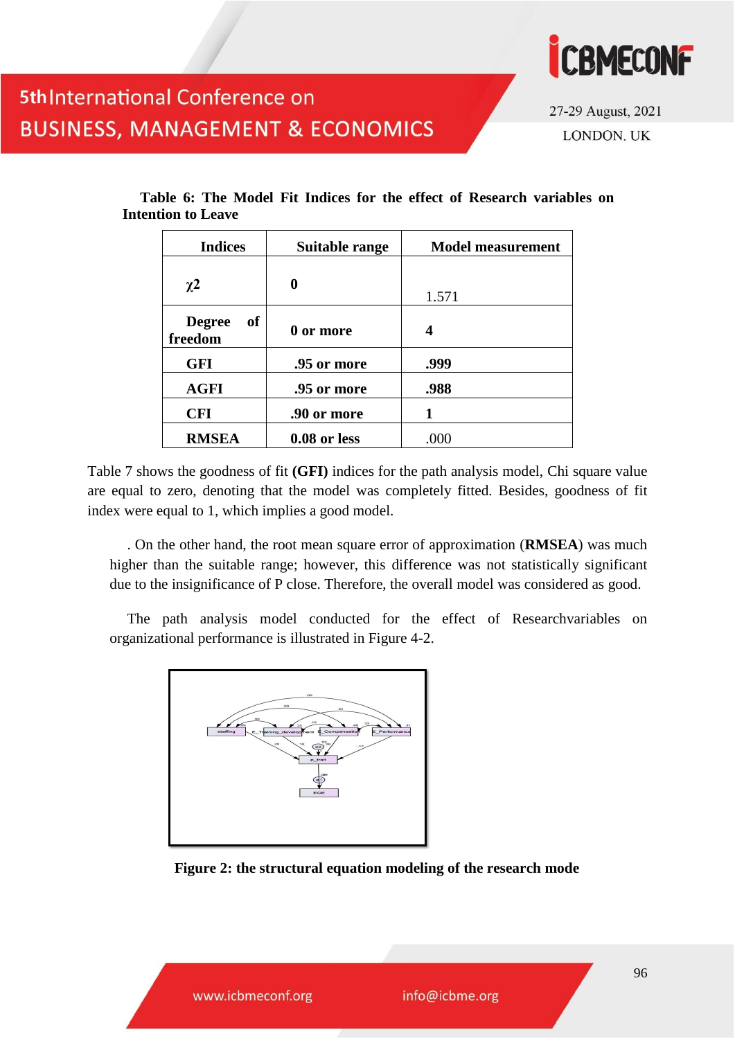**Table 6: The Model Fit Indices for the effect of Research variables on Intention to Leave**

| Indices | Suitable range | Model measurement |
|---|---|---|
| $\chi 2$ | **0** | 1.571 |
| **Degree of freedom** | **0 or more** | **4** |
| **GFI** | **.95 or more** | **.999** |
| **AGFI** | **.95 or more** | **.988** |
| **CFI** | **.90 or more** | **1** |
| **RMSEA** | **0.08 or less** | .000 |

Table 7 shows the goodness of fit **(GFI)** indices for the path analysis model, Chi square value are equal to zero, denoting that the model was completely fitted. Besides, goodness of fit index were equal to 1, which implies a good model.

. On the other hand, the root mean square error of approximation (**RMSEA**) was much higher than the suitable range; however, this difference was not statistically significant due to the insignificance of P close. Therefore, the overall model was considered as good.

The path analysis model conducted for the effect of Researchvariables on organizational performance is illustrated in Figure 4-2.

**Figure 2: the structural equation modeling of the research mode**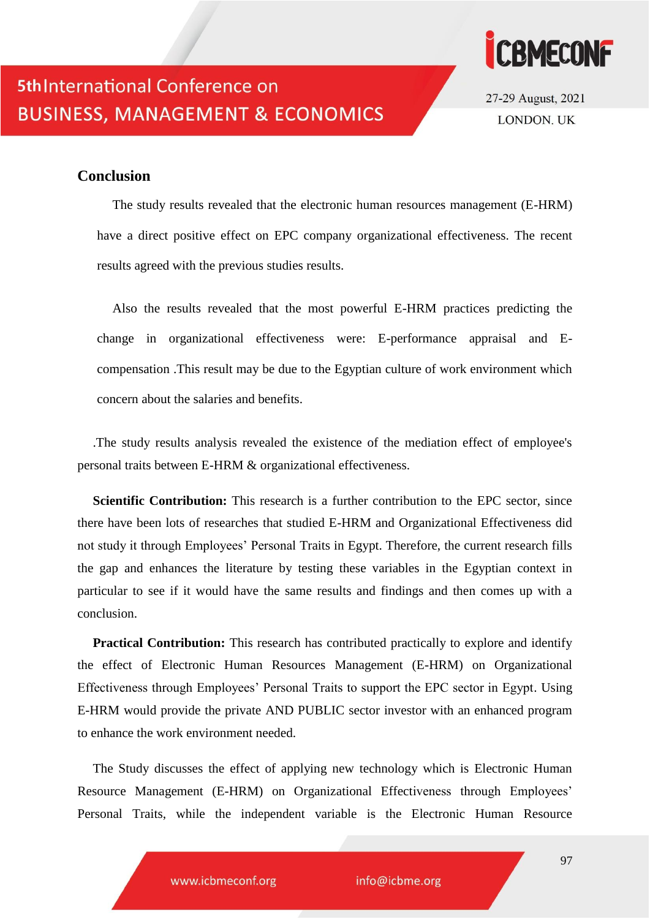## Conclusion

The study results revealed that the electronic human resources management (E-HRM) have a direct positive effect on EPC company organizational effectiveness. The recent results agreed with the previous studies results.

Also the results revealed that the most powerful E-HRM practices predicting the change in organizational effectiveness were: E-performance appraisal and E-compensation .This result may be due to the Egyptian culture of work environment which concern about the salaries and benefits.

.The study results analysis revealed the existence of the mediation effect of employee's personal traits between E-HRM & organizational effectiveness.

**Scientific Contribution:** This research is a further contribution to the EPC sector, since there have been lots of researches that studied E-HRM and Organizational Effectiveness did not study it through Employees' Personal Traits in Egypt. Therefore, the current research fills the gap and enhances the literature by testing these variables in the Egyptian context in particular to see if it would have the same results and findings and then comes up with a conclusion.

**Practical Contribution:** This research has contributed practically to explore and identify the effect of Electronic Human Resources Management (E-HRM) on Organizational Effectiveness through Employees' Personal Traits to support the EPC sector in Egypt. Using E-HRM would provide the private AND PUBLIC sector investor with an enhanced program to enhance the work environment needed.

The Study discusses the effect of applying new technology which is Electronic Human Resource Management (E-HRM) on Organizational Effectiveness through Employees' Personal Traits, while the independent variable is the Electronic Human Resource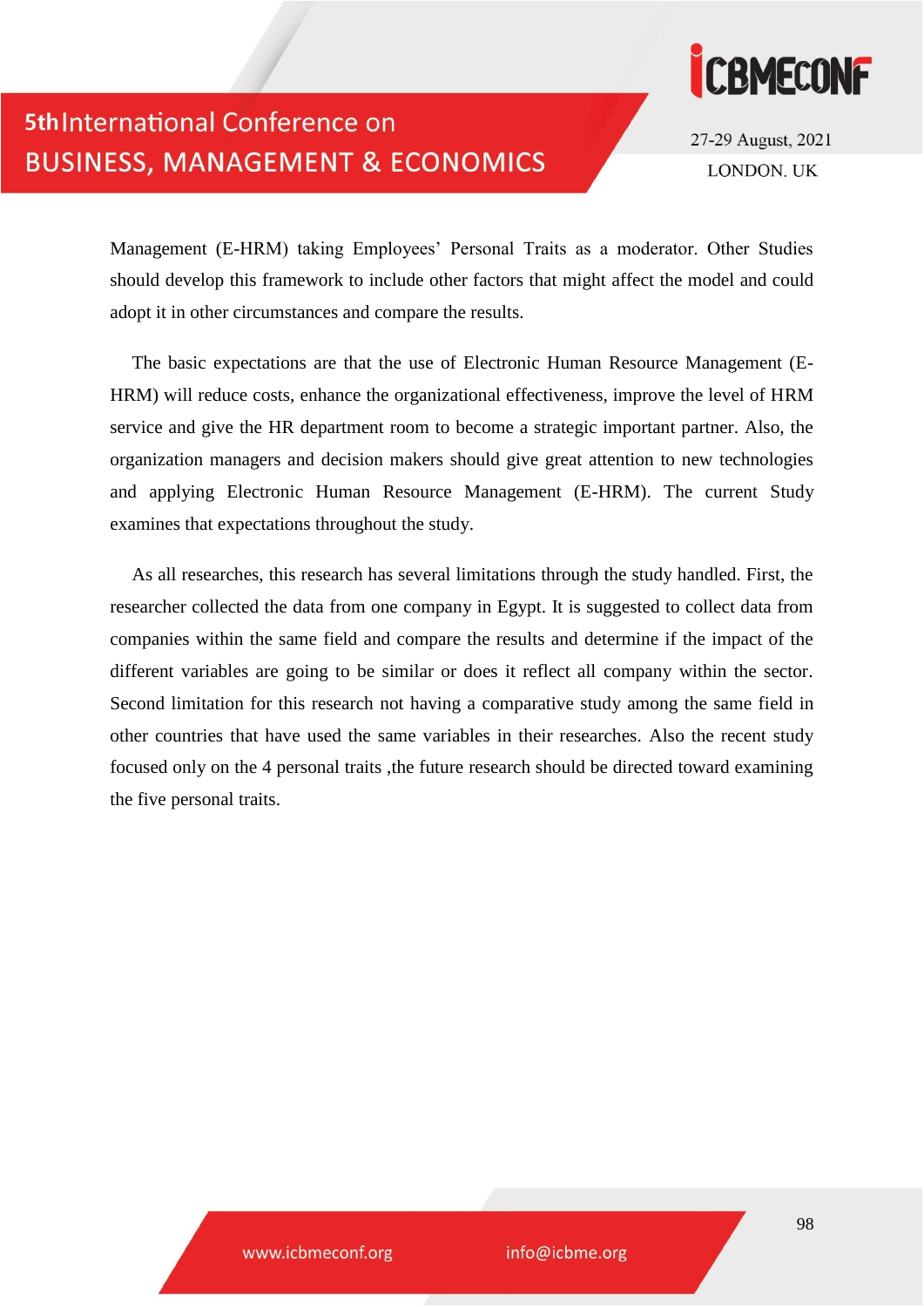Management (E-HRM) taking Employees' Personal Traits as a moderator. Other Studies should develop this framework to include other factors that might affect the model and could adopt it in other circumstances and compare the results.

The basic expectations are that the use of Electronic Human Resource Management (E-HRM) will reduce costs, enhance the organizational effectiveness, improve the level of HRM service and give the HR department room to become a strategic important partner. Also, the organization managers and decision makers should give great attention to new technologies and applying Electronic Human Resource Management (E-HRM). The current Study examines that expectations throughout the study.

As all researches, this research has several limitations through the study handled. First, the researcher collected the data from one company in Egypt. It is suggested to collect data from companies within the same field and compare the results and determine if the impact of the different variables are going to be similar or does it reflect all company within the sector. Second limitation for this research not having a comparative study among the same field in other countries that have used the same variables in their researches. Also the recent study focused only on the 4 personal traits ,the future research should be directed toward examining the five personal traits.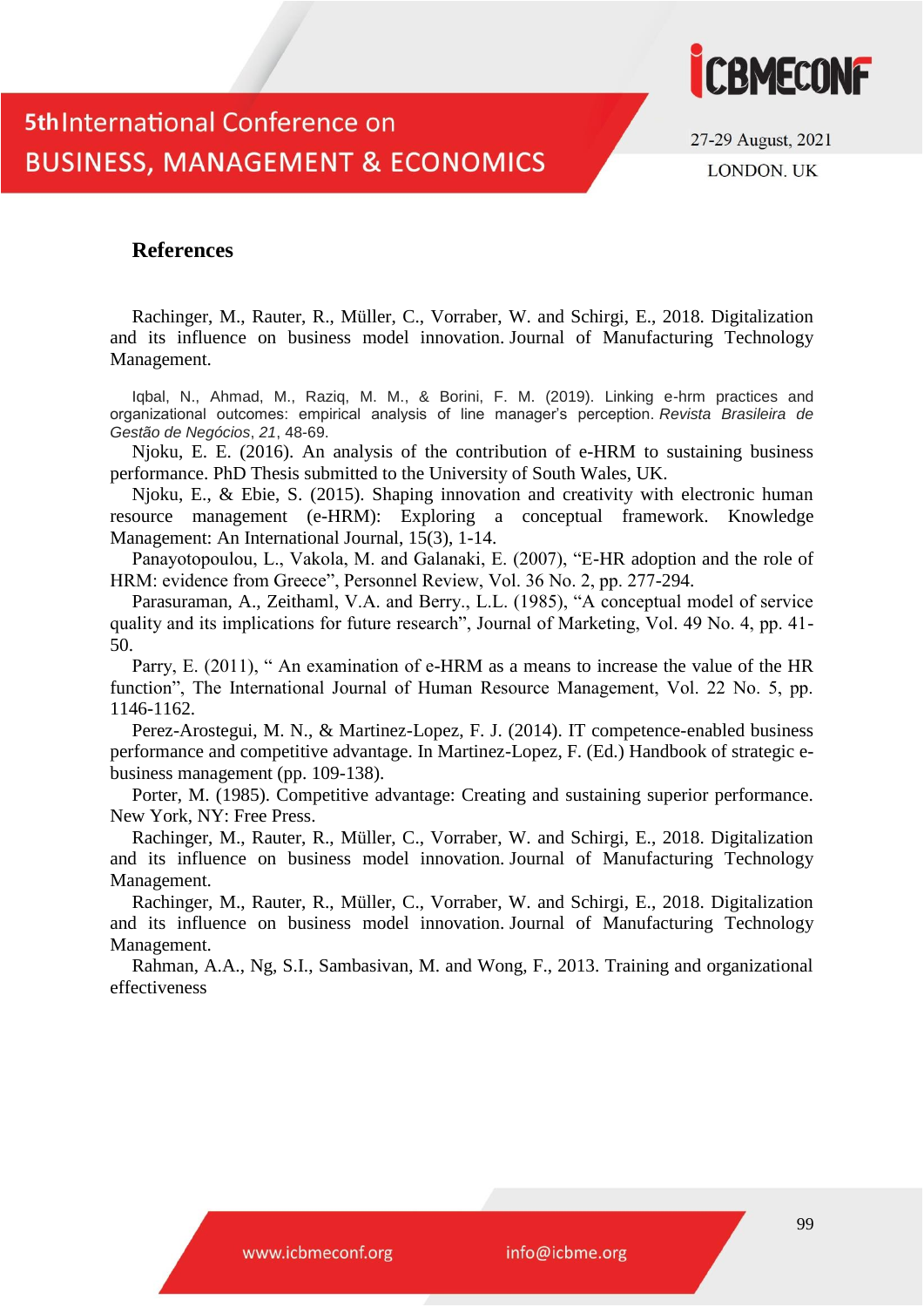## References

Rachinger, M., Rauter, R., Müller, C., Vorraber, W. and Schirgi, E., 2018. Digitalization and its influence on business model innovation. Journal of Manufacturing Technology Management.

Iqbal, N., Ahmad, M., Raziq, M. M., & Borini, F. M. (2019). Linking e-hrm practices and organizational outcomes: empirical analysis of line manager's perception. *Revista Brasileira de Gestão de Negócios*, *21*, 48-69.

Njoku, E. E. (2016). An analysis of the contribution of e-HRM to sustaining business performance. PhD Thesis submitted to the University of South Wales, UK.

Njoku, E., & Ebie, S. (2015). Shaping innovation and creativity with electronic human resource management (e-HRM): Exploring a conceptual framework. Knowledge Management: An International Journal, 15(3), 1-14.

Panayotopoulou, L., Vakola, M. and Galanaki, E. (2007), "E-HR adoption and the role of HRM: evidence from Greece", Personnel Review, Vol. 36 No. 2, pp. 277-294.

Parasuraman, A., Zeithaml, V.A. and Berry., L.L. (1985), "A conceptual model of service quality and its implications for future research", Journal of Marketing, Vol. 49 No. 4, pp. 41-50.

Parry, E. (2011), " An examination of e-HRM as a means to increase the value of the HR function", The International Journal of Human Resource Management, Vol. 22 No. 5, pp. 1146-1162.

Perez-Arostegui, M. N., & Martinez-Lopez, F. J. (2014). IT competence-enabled business performance and competitive advantage. In Martinez-Lopez, F. (Ed.) Handbook of strategic e-business management (pp. 109-138).

Porter, M. (1985). Competitive advantage: Creating and sustaining superior performance. New York, NY: Free Press.

Rachinger, M., Rauter, R., Müller, C., Vorraber, W. and Schirgi, E., 2018. Digitalization and its influence on business model innovation. Journal of Manufacturing Technology Management.

Rachinger, M., Rauter, R., Müller, C., Vorraber, W. and Schirgi, E., 2018. Digitalization and its influence on business model innovation. Journal of Manufacturing Technology Management.

Rahman, A.A., Ng, S.I., Sambasivan, M. and Wong, F., 2013. Training and organizational effectiveness